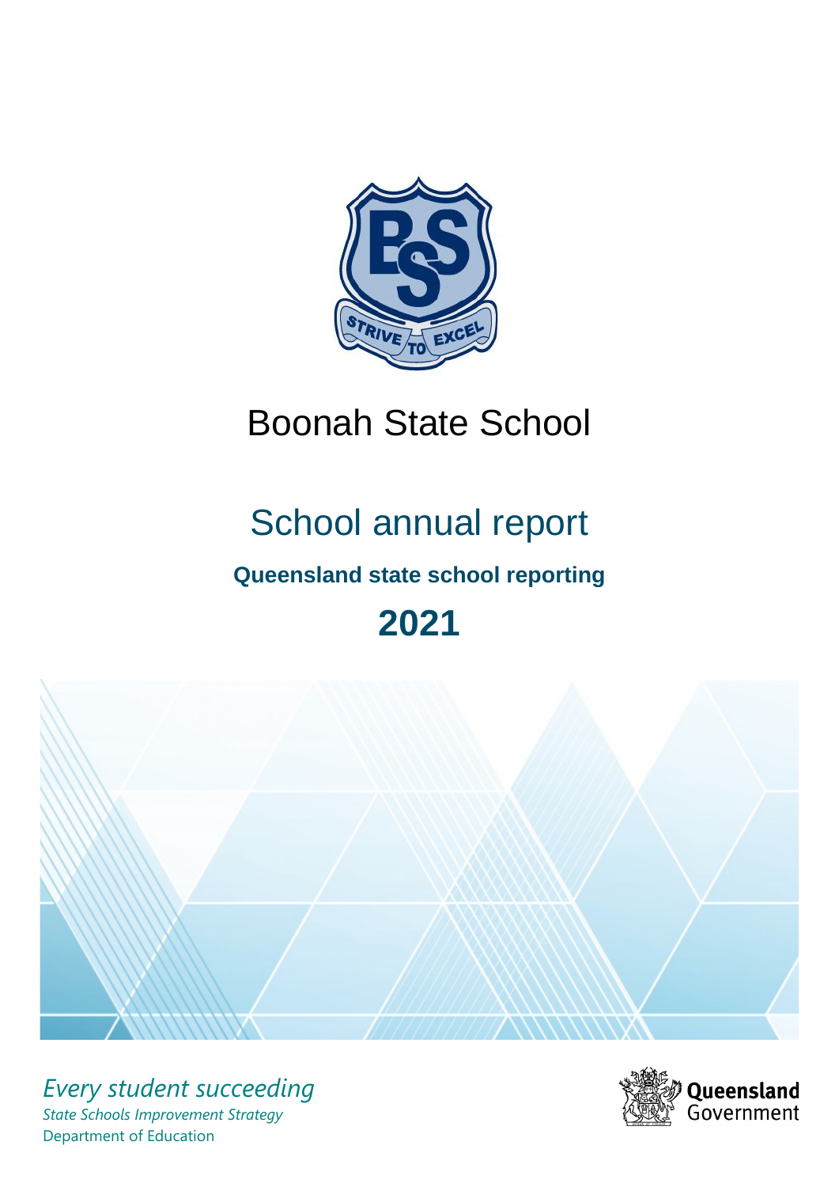# Boonah State School

## School annual report

**Queensland state school reporting**

## 2021

*Every student succeeding*

*State Schools Improvement Strategy*

Department of Education

Queensland Government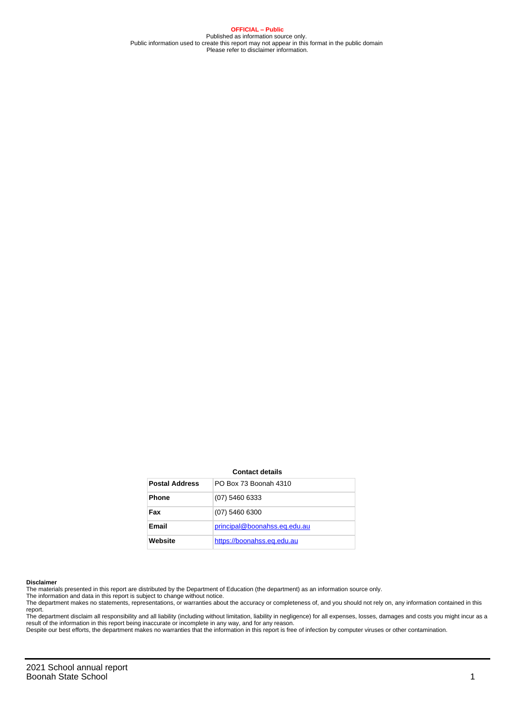**OFFICIAL – Public**
Published as information source only.
Public information used to create this report may not appear in this format in the public domain
Please refer to disclaimer information.

**Contact details**

| Postal Address | PO Box 73 Boonah 4310 |
|---|---|
| Phone | (07) 5460 6333 |
| Fax | (07) 5460 6300 |
| Email | principal@boonahss.eq.edu.au |
| Website | https://boonahss.eq.edu.au |

**Disclaimer**
The materials presented in this report are distributed by the Department of Education (the department) as an information source only.
The information and data in this report is subject to change without notice.
The department makes no statements, representations, or warranties about the accuracy or completeness of, and you should not rely on, any information contained in this report.
The department disclaim all responsibility and all liability (including without limitation, liability in negligence) for all expenses, losses, damages and costs you might incur as a result of the information in this report being inaccurate or incomplete in any way, and for any reason.
Despite our best efforts, the department makes no warranties that the information in this report is free of infection by computer viruses or other contamination.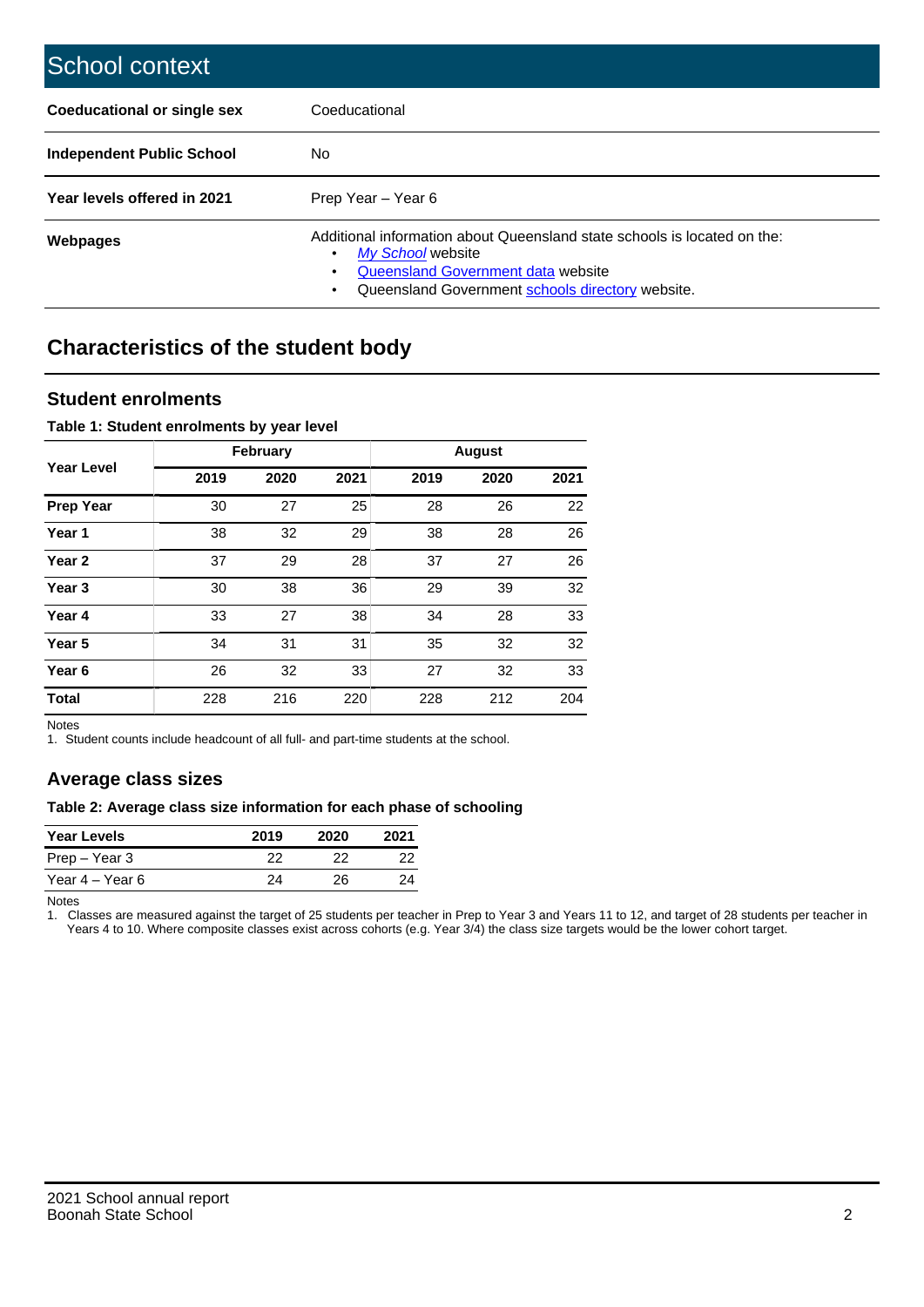# School context

| | |
|---|---|
| **Coeducational or single sex** | Coeducational |
| **Independent Public School** | No |
| **Year levels offered in 2021** | Prep Year – Year 6 |
| **Webpages** | Additional information about Queensland state schools is located on the: <br>• *My School* website <br>• Queensland Government data website <br>• Queensland Government schools directory website. |

## Characteristics of the student body

### Student enrolments

**Table 1: Student enrolments by year level**

| Year Level | February | | | August | | |
|---|---|---|---|---|---|---|
| | **2019** | **2020** | **2021** | **2019** | **2020** | **2021** |
| **Prep Year** | 30 | 27 | 25 | 28 | 26 | 22 |
| **Year 1** | 38 | 32 | 29 | 38 | 28 | 26 |
| **Year 2** | 37 | 29 | 28 | 37 | 27 | 26 |
| **Year 3** | 30 | 38 | 36 | 29 | 39 | 32 |
| **Year 4** | 33 | 27 | 38 | 34 | 28 | 33 |
| **Year 5** | 34 | 31 | 31 | 35 | 32 | 32 |
| **Year 6** | 26 | 32 | 33 | 27 | 32 | 33 |
| **Total** | 228 | 216 | 220 | 228 | 212 | 204 |

Notes
1. Student counts include headcount of all full- and part-time students at the school.

### Average class sizes

**Table 2: Average class size information for each phase of schooling**

| Year Levels | 2019 | 2020 | 2021 |
|---|---|---|---|
| Prep – Year 3 | 22 | 22 | 22 |
| Year 4 – Year 6 | 24 | 26 | 24 |

Notes
1. Classes are measured against the target of 25 students per teacher in Prep to Year 3 and Years 11 to 12, and target of 28 students per teacher in Years 4 to 10. Where composite classes exist across cohorts (e.g. Year 3/4) the class size targets would be the lower cohort target.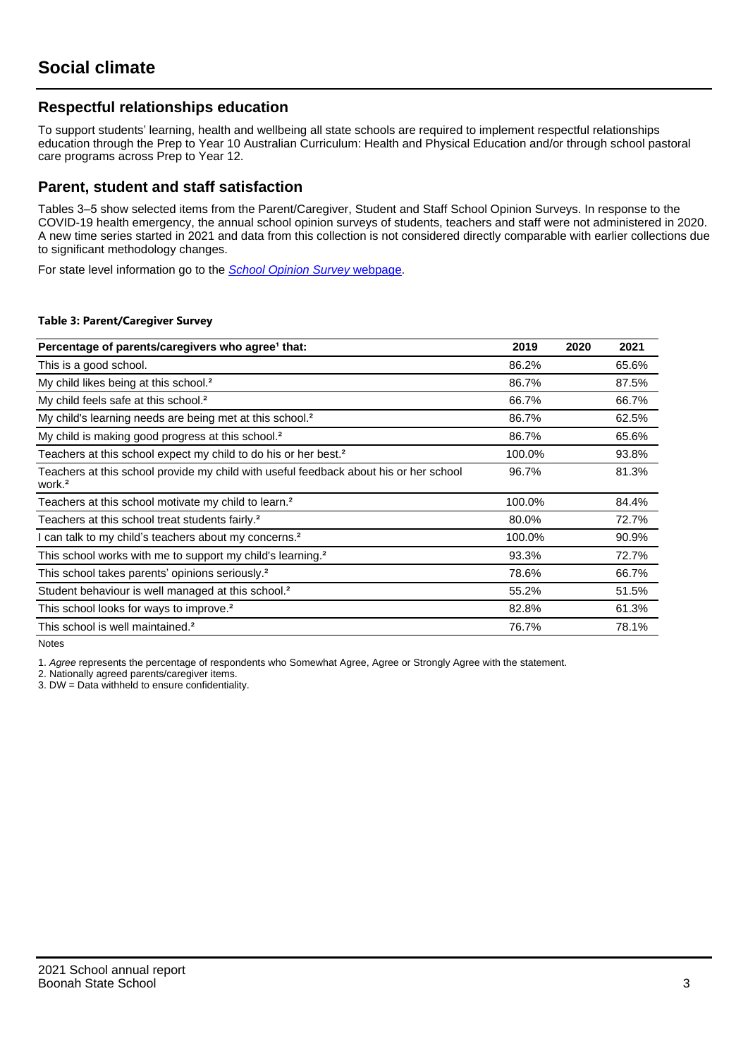# Social climate

## Respectful relationships education

To support students' learning, health and wellbeing all state schools are required to implement respectful relationships education through the Prep to Year 10 Australian Curriculum: Health and Physical Education and/or through school pastoral care programs across Prep to Year 12.

## Parent, student and staff satisfaction

Tables 3–5 show selected items from the Parent/Caregiver, Student and Staff School Opinion Surveys. In response to the COVID-19 health emergency, the annual school opinion surveys of students, teachers and staff were not administered in 2020. A new time series started in 2021 and data from this collection is not considered directly comparable with earlier collections due to significant methodology changes.

For state level information go to the *School Opinion Survey* webpage.

**Table 3: Parent/Caregiver Survey**

| Percentage of parents/caregivers who agree[1] that: | 2019 | 2020 | 2021 |
|---|---|---|---|
| This is a good school. | 86.2% | | 65.6% |
| My child likes being at this school.[2] | 86.7% | | 87.5% |
| My child feels safe at this school.[2] | 66.7% | | 66.7% |
| My child's learning needs are being met at this school.[2] | 86.7% | | 62.5% |
| My child is making good progress at this school.[2] | 86.7% | | 65.6% |
| Teachers at this school expect my child to do his or her best.[2] | 100.0% | | 93.8% |
| Teachers at this school provide my child with useful feedback about his or her school work.[2] | 96.7% | | 81.3% |
| Teachers at this school motivate my child to learn.[2] | 100.0% | | 84.4% |
| Teachers at this school treat students fairly.[2] | 80.0% | | 72.7% |
| I can talk to my child's teachers about my concerns.[2] | 100.0% | | 90.9% |
| This school works with me to support my child's learning.[2] | 93.3% | | 72.7% |
| This school takes parents' opinions seriously.[2] | 78.6% | | 66.7% |
| Student behaviour is well managed at this school.[2] | 55.2% | | 51.5% |
| This school looks for ways to improve.[2] | 82.8% | | 61.3% |
| This school is well maintained.[2] | 76.7% | | 78.1% |

Notes

1. *Agree* represents the percentage of respondents who Somewhat Agree, Agree or Strongly Agree with the statement.
2. Nationally agreed parents/caregiver items.
3. DW = Data withheld to ensure confidentiality.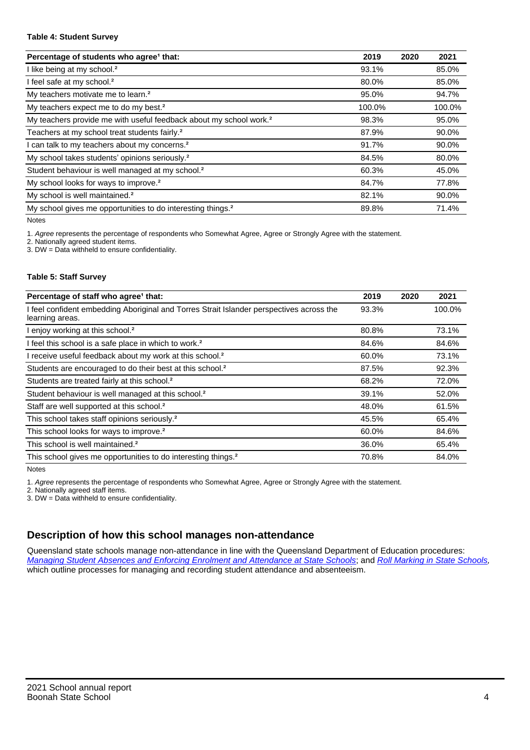#### Table 4: Student Survey

| Percentage of students who agree[1] that: | 2019 | 2020 | 2021 |
|---|---|---|---|
| I like being at my school.[2] | 93.1% | | 85.0% |
| I feel safe at my school.[2] | 80.0% | | 85.0% |
| My teachers motivate me to learn.[2] | 95.0% | | 94.7% |
| My teachers expect me to do my best.[2] | 100.0% | | 100.0% |
| My teachers provide me with useful feedback about my school work.[2] | 98.3% | | 95.0% |
| Teachers at my school treat students fairly.[2] | 87.9% | | 90.0% |
| I can talk to my teachers about my concerns.[2] | 91.7% | | 90.0% |
| My school takes students' opinions seriously.[2] | 84.5% | | 80.0% |
| Student behaviour is well managed at my school.[2] | 60.3% | | 45.0% |
| My school looks for ways to improve.[2] | 84.7% | | 77.8% |
| My school is well maintained.[2] | 82.1% | | 90.0% |
| My school gives me opportunities to do interesting things.[2] | 89.8% | | 71.4% |

Notes

1. *Agree* represents the percentage of respondents who Somewhat Agree, Agree or Strongly Agree with the statement.
2. Nationally agreed student items.
3. DW = Data withheld to ensure confidentiality.

#### Table 5: Staff Survey

| Percentage of staff who agree[1] that: | 2019 | 2020 | 2021 |
|---|---|---|---|
| I feel confident embedding Aboriginal and Torres Strait Islander perspectives across the learning areas. | 93.3% | | 100.0% |
| I enjoy working at this school.[2] | 80.8% | | 73.1% |
| I feel this school is a safe place in which to work.[2] | 84.6% | | 84.6% |
| I receive useful feedback about my work at this school.[2] | 60.0% | | 73.1% |
| Students are encouraged to do their best at this school.[2] | 87.5% | | 92.3% |
| Students are treated fairly at this school.[2] | 68.2% | | 72.0% |
| Student behaviour is well managed at this school.[2] | 39.1% | | 52.0% |
| Staff are well supported at this school.[2] | 48.0% | | 61.5% |
| This school takes staff opinions seriously.[2] | 45.5% | | 65.4% |
| This school looks for ways to improve.[2] | 60.0% | | 84.6% |
| This school is well maintained.[2] | 36.0% | | 65.4% |
| This school gives me opportunities to do interesting things.[2] | 70.8% | | 84.0% |

Notes

1. *Agree* represents the percentage of respondents who Somewhat Agree, Agree or Strongly Agree with the statement.
2. Nationally agreed staff items.
3. DW = Data withheld to ensure confidentiality.

## Description of how this school manages non-attendance

Queensland state schools manage non-attendance in line with the Queensland Department of Education procedures: *Managing Student Absences and Enforcing Enrolment and Attendance at State Schools*; and *Roll Marking in State Schools*, which outline processes for managing and recording student attendance and absenteeism.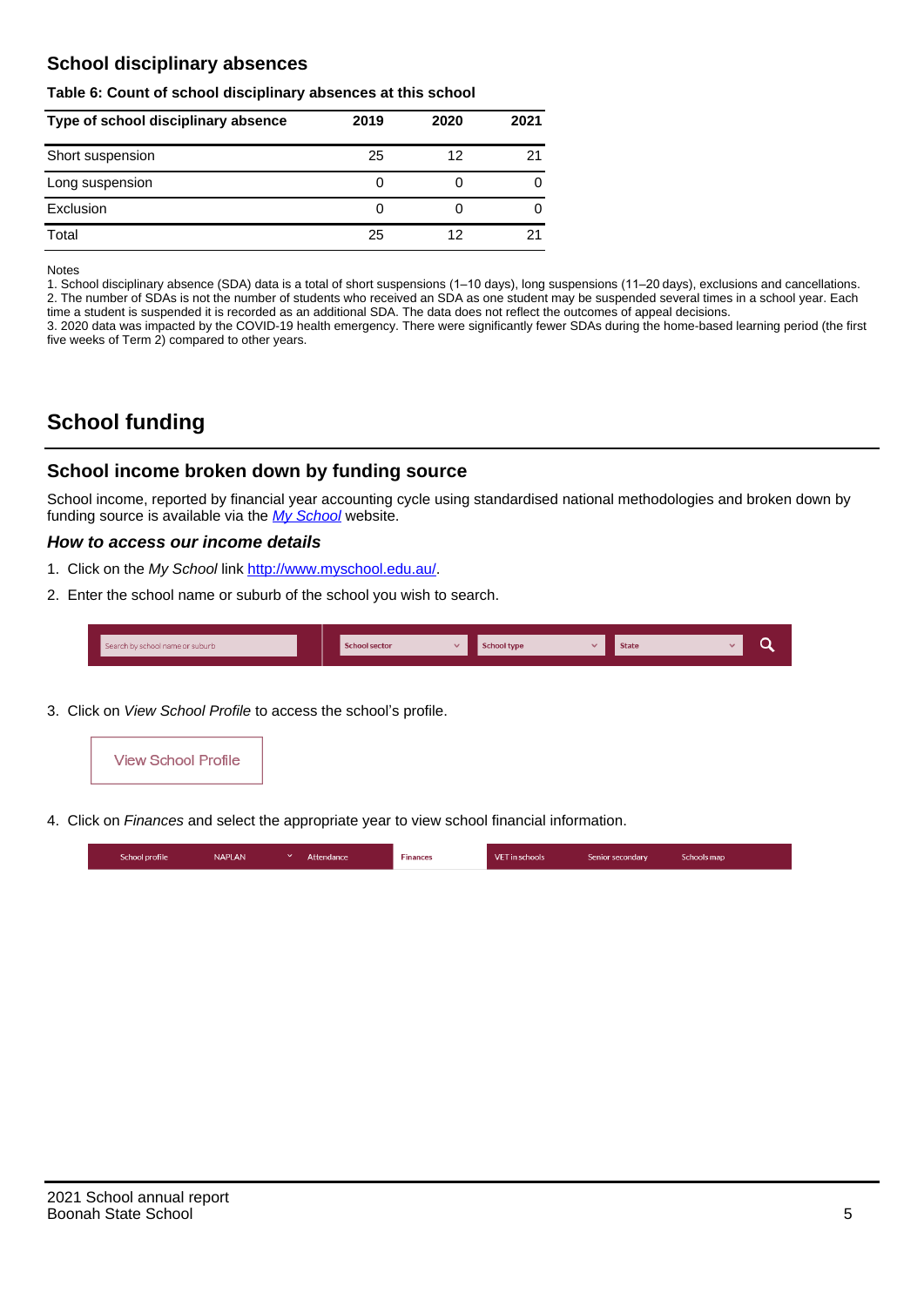## School disciplinary absences

**Table 6: Count of school disciplinary absences at this school**

| Type of school disciplinary absence | 2019 | 2020 | 2021 |
|---|---|---|---|
| Short suspension | 25 | 12 | 21 |
| Long suspension | 0 | 0 | 0 |
| Exclusion | 0 | 0 | 0 |
| Total | 25 | 12 | 21 |

Notes
1. School disciplinary absence (SDA) data is a total of short suspensions (1–10 days), long suspensions (11–20 days), exclusions and cancellations.
2. The number of SDAs is not the number of students who received an SDA as one student may be suspended several times in a school year. Each time a student is suspended it is recorded as an additional SDA. The data does not reflect the outcomes of appeal decisions.
3. 2020 data was impacted by the COVID-19 health emergency. There were significantly fewer SDAs during the home-based learning period (the first five weeks of Term 2) compared to other years.

# School funding

## School income broken down by funding source

School income, reported by financial year accounting cycle using standardised national methodologies and broken down by funding source is available via the *My School* website.

### *How to access our income details*

1. Click on the *My School* link http://www.myschool.edu.au/.
2. Enter the school name or suburb of the school you wish to search.

Search by school name or suburb | School sector | School type | State

3. Click on *View School Profile* to access the school's profile.

View School Profile

4. Click on *Finances* and select the appropriate year to view school financial information.

School profile | NAPLAN | Attendance | Finances | VET in schools | Senior secondary | Schools map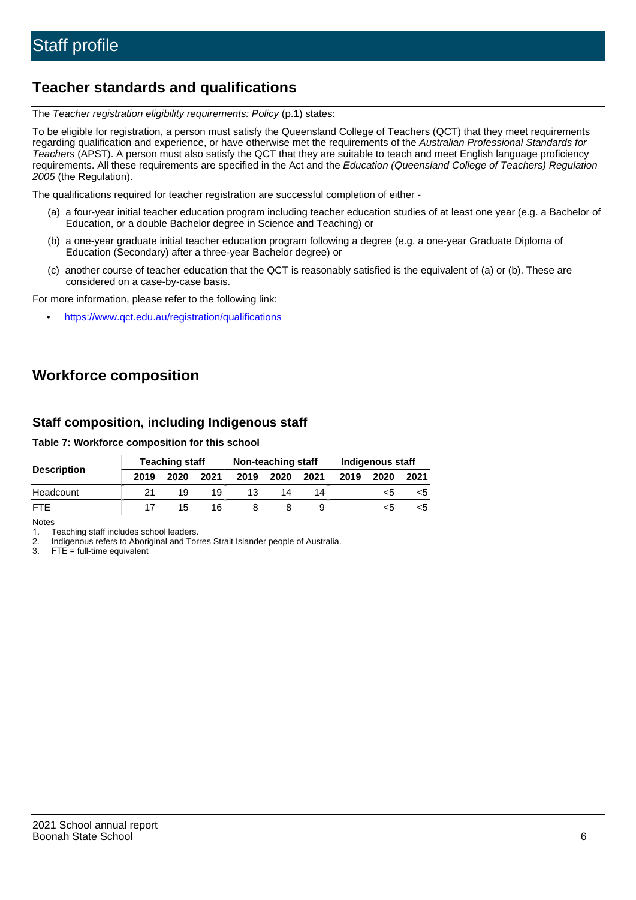# Staff profile

## Teacher standards and qualifications

The *Teacher registration eligibility requirements: Policy* (p.1) states:

To be eligible for registration, a person must satisfy the Queensland College of Teachers (QCT) that they meet requirements regarding qualification and experience, or have otherwise met the requirements of the *Australian Professional Standards for Teachers* (APST). A person must also satisfy the QCT that they are suitable to teach and meet English language proficiency requirements. All these requirements are specified in the Act and the *Education (Queensland College of Teachers) Regulation 2005* (the Regulation).

The qualifications required for teacher registration are successful completion of either -

(a) a four-year initial teacher education program including teacher education studies of at least one year (e.g. a Bachelor of Education, or a double Bachelor degree in Science and Teaching) or

(b) a one-year graduate initial teacher education program following a degree (e.g. a one-year Graduate Diploma of Education (Secondary) after a three-year Bachelor degree) or

(c) another course of teacher education that the QCT is reasonably satisfied is the equivalent of (a) or (b). These are considered on a case-by-case basis.

For more information, please refer to the following link:

- https://www.qct.edu.au/registration/qualifications

## Workforce composition

### Staff composition, including Indigenous staff

**Table 7: Workforce composition for this school**

| Description | Teaching staff | | | Non-teaching staff | | | Indigenous staff | | |
|---|---|---|---|---|---|---|---|---|---|
| | 2019 | 2020 | 2021 | 2019 | 2020 | 2021 | 2019 | 2020 | 2021 |
| Headcount | 21 | 19 | 19 | 13 | 14 | 14 | | <5 | <5 |
| FTE | 17 | 15 | 16 | 8 | 8 | 9 | | <5 | <5 |

Notes

1. Teaching staff includes school leaders.
2. Indigenous refers to Aboriginal and Torres Strait Islander people of Australia.
3. FTE = full-time equivalent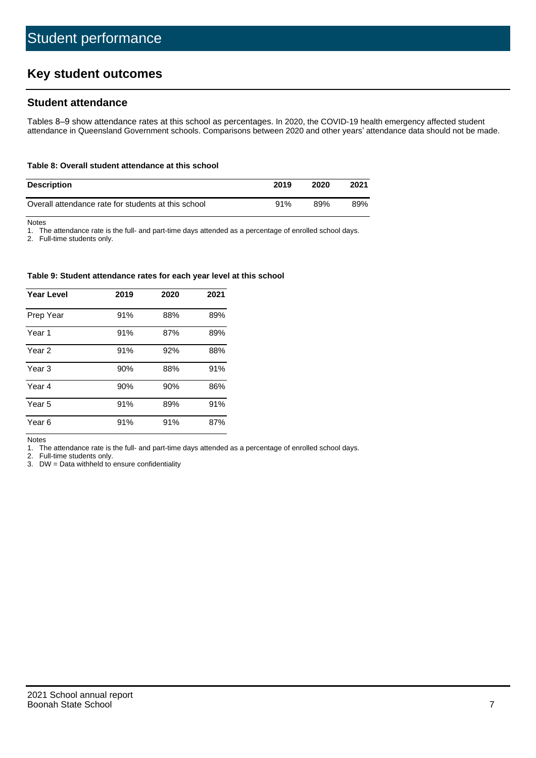# Student performance

## Key student outcomes

### Student attendance

Tables 8–9 show attendance rates at this school as percentages. In 2020, the COVID-19 health emergency affected student attendance in Queensland Government schools. Comparisons between 2020 and other years' attendance data should not be made.

**Table 8: Overall student attendance at this school**

| Description | 2019 | 2020 | 2021 |
|---|---|---|---|
| Overall attendance rate for students at this school | 91% | 89% | 89% |

Notes
1. The attendance rate is the full- and part-time days attended as a percentage of enrolled school days.
2. Full-time students only.

**Table 9: Student attendance rates for each year level at this school**

| Year Level | 2019 | 2020 | 2021 |
|---|---|---|---|
| Prep Year | 91% | 88% | 89% |
| Year 1 | 91% | 87% | 89% |
| Year 2 | 91% | 92% | 88% |
| Year 3 | 90% | 88% | 91% |
| Year 4 | 90% | 90% | 86% |
| Year 5 | 91% | 89% | 91% |
| Year 6 | 91% | 91% | 87% |

Notes
1. The attendance rate is the full- and part-time days attended as a percentage of enrolled school days.
2. Full-time students only.
3. DW = Data withheld to ensure confidentiality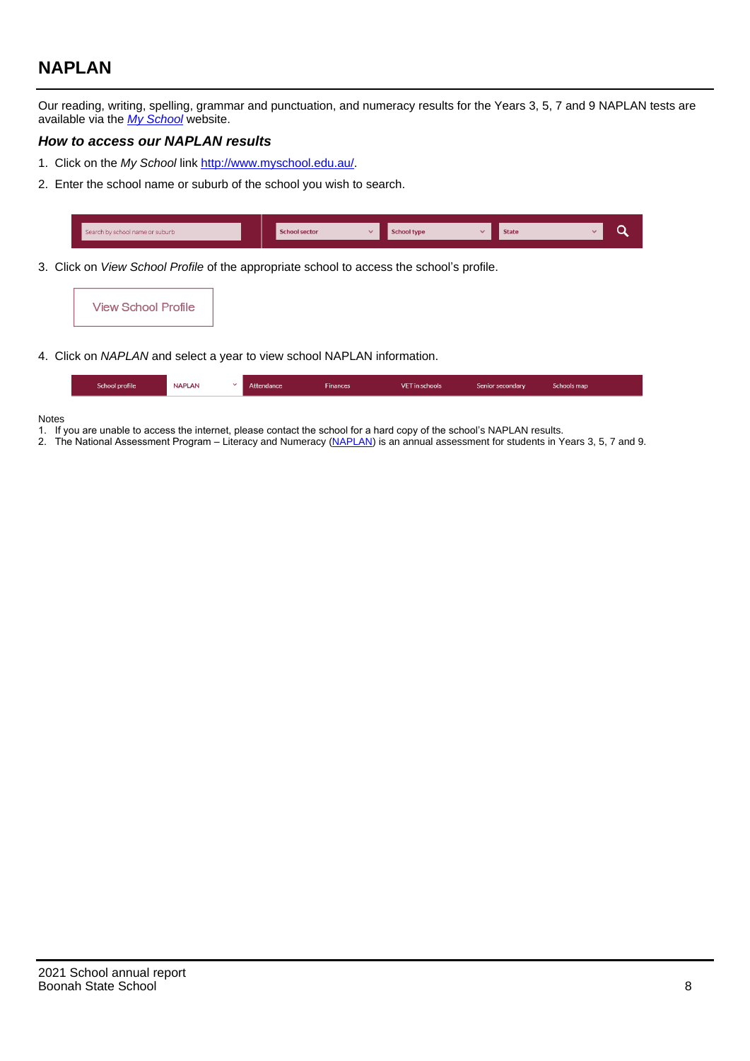## NAPLAN

Our reading, writing, spelling, grammar and punctuation, and numeracy results for the Years 3, 5, 7 and 9 NAPLAN tests are available via the *My School* website.

### *How to access our NAPLAN results*

1. Click on the *My School* link http://www.myschool.edu.au/.
2. Enter the school name or suburb of the school you wish to search.

Search by school name or suburb | School sector | School type | State

3. Click on *View School Profile* of the appropriate school to access the school's profile.

View School Profile

4. Click on *NAPLAN* and select a year to view school NAPLAN information.

School profile | NAPLAN | Attendance | Finances | VET in schools | Senior secondary | Schools map

Notes

1. If you are unable to access the internet, please contact the school for a hard copy of the school's NAPLAN results.
2. The National Assessment Program – Literacy and Numeracy (NAPLAN) is an annual assessment for students in Years 3, 5, 7 and 9.